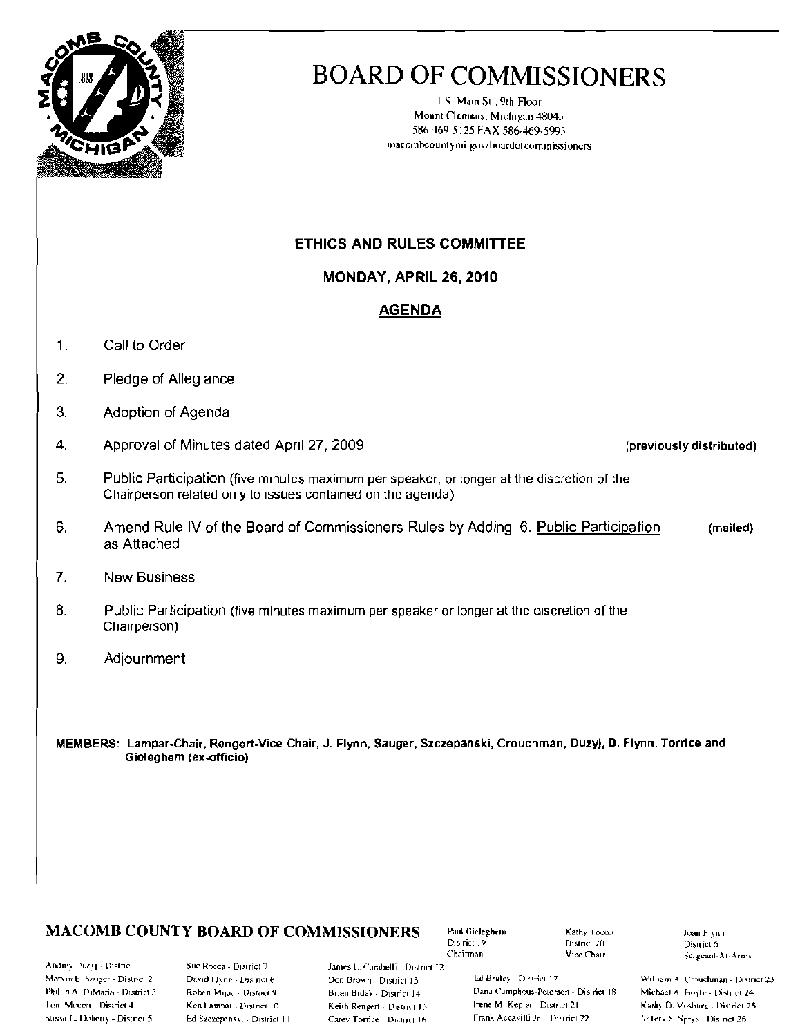# BOARD OF COMMISSIONERS

1 S. Main St., 9th Floor
Mount Clemens, Michigan 48043
586-469-5125 FAX 586-469-5993
macombcountymi.gov/boardofcommissioners

**ETHICS AND RULES COMMITTEE**

**MONDAY, APRIL 26, 2010**

**AGENDA**

1. Call to Order
2. Pledge of Allegiance
3. Adoption of Agenda
4. Approval of Minutes dated April 27, 2009 **(previously distributed)**
5. Public Participation (five minutes maximum per speaker, or longer at the discretion of the Chairperson related only to issues contained on the agenda)
6. Amend Rule IV of the Board of Commissioners Rules by Adding 6. Public Participation as Attached **(mailed)**
7. New Business
8. Public Participation (five minutes maximum per speaker or longer at the discretion of the Chairperson)
9. Adjournment

**MEMBERS: Lampar-Chair, Rengert-Vice Chair, J. Flynn, Sauger, Szczepanski, Crouchman, Duzyj, D. Flynn, Torrice and Gieleghem (ex-officio)**

**MACOMB COUNTY BOARD OF COMMISSIONERS**

Paul Gieleghem, District 19, Chairman
Kathy Tocco, District 20, Vice Chair
Joan Flynn, District 6, Sergeant-At-Arms

Andrey Duzyj - District 1
Marvin E. Sauger - District 2
Phillip A. DiMaria - District 3
Toni Moceri - District 4
Susan L. Doherty - District 5
Sue Rocca - District 7
David Flynn - District 8
Robert Mijac - District 9
Ken Lampar - District 10
Ed Szczepanski - District 11
James L. Carabelli - District 12
Don Brown - District 13
Brian Brdak - District 14
Keith Rengert - District 15
Carey Torrice - District 16
Ed Bruley - District 17
Dana Camphous-Peterson - District 18
Irene M. Kepler - District 21
Frank Accavitti Jr. - District 22
William A. Crouchman - District 23
Michael A. Boyle - District 24
Kathy D. Vosburg - District 25
Jeffery S. Sprys - District 26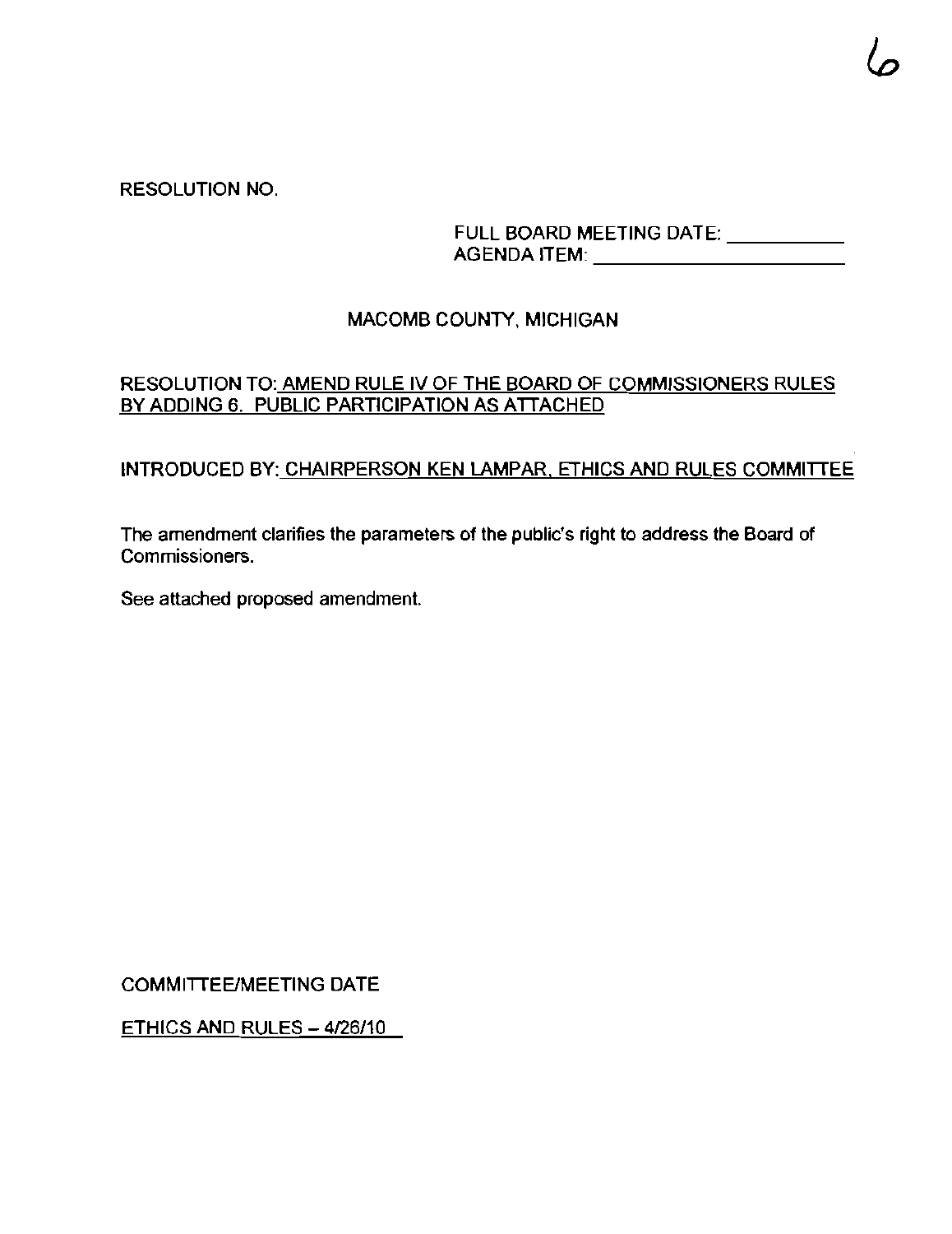RESOLUTION NO.

FULL BOARD MEETING DATE: ___________
AGENDA ITEM: ________________________

MACOMB COUNTY, MICHIGAN

RESOLUTION TO: AMEND RULE IV OF THE BOARD OF COMMISSIONERS RULES BY ADDING 6. PUBLIC PARTICIPATION AS ATTACHED

INTRODUCED BY: CHAIRPERSON KEN LAMPAR, ETHICS AND RULES COMMITTEE

The amendment clarifies the parameters of the public's right to address the Board of Commissioners.

See attached proposed amendment.

COMMITTEE/MEETING DATE

ETHICS AND RULES – 4/26/10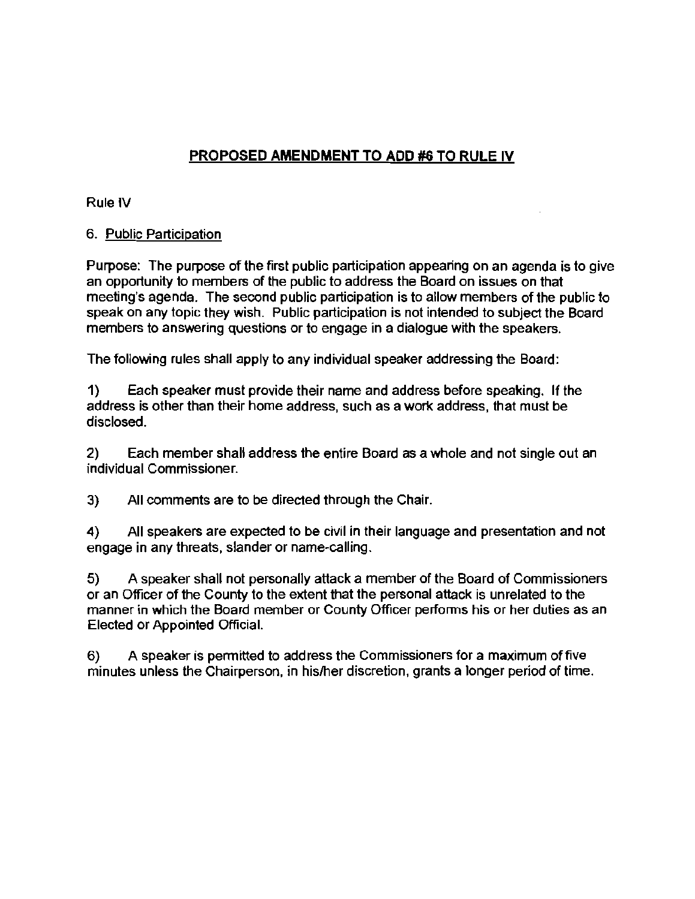## PROPOSED AMENDMENT TO ADD #6 TO RULE IV

Rule IV

6. Public Participation

Purpose: The purpose of the first public participation appearing on an agenda is to give an opportunity to members of the public to address the Board on issues on that meeting's agenda. The second public participation is to allow members of the public to speak on any topic they wish. Public participation is not intended to subject the Board members to answering questions or to engage in a dialogue with the speakers.

The following rules shall apply to any individual speaker addressing the Board:

1) Each speaker must provide their name and address before speaking. If the address is other than their home address, such as a work address, that must be disclosed.

2) Each member shall address the entire Board as a whole and not single out an individual Commissioner.

3) All comments are to be directed through the Chair.

4) All speakers are expected to be civil in their language and presentation and not engage in any threats, slander or name-calling.

5) A speaker shall not personally attack a member of the Board of Commissioners or an Officer of the County to the extent that the personal attack is unrelated to the manner in which the Board member or County Officer performs his or her duties as an Elected or Appointed Official.

6) A speaker is permitted to address the Commissioners for a maximum of five minutes unless the Chairperson, in his/her discretion, grants a longer period of time.